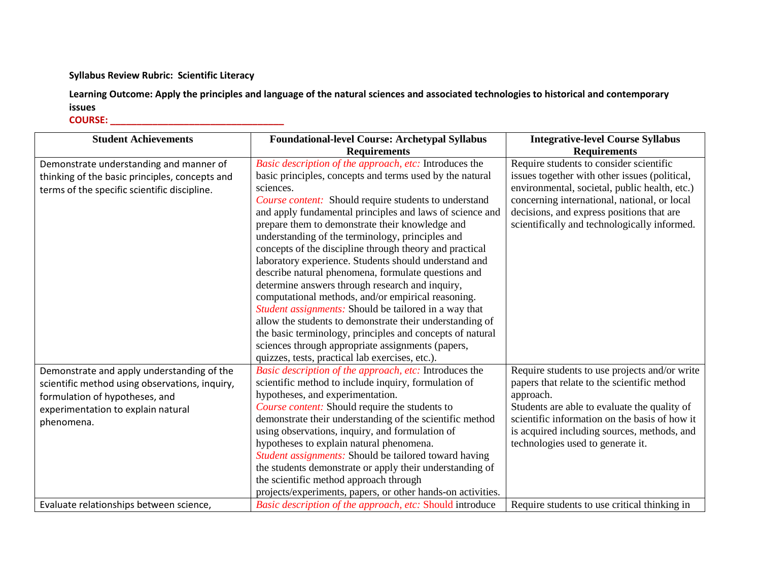**Syllabus Review Rubric: Scientific Literacy**

**Learning Outcome: Apply the principles and language of the natural sciences and associated technologies to historical and contemporary issues**

**COURSE: ________________________________**

| Student Achievements | Foundational-level Course: Archetypal Syllabus Requirements | Integrative-level Course Syllabus Requirements |
|---|---|---|
| Demonstrate understanding and manner of thinking of the basic principles, concepts and terms of the specific scientific discipline. | *Basic description of the approach, etc:* Introduces the basic principles, concepts and terms used by the natural sciences. *Course content:* Should require students to understand and apply fundamental principles and laws of science and prepare them to demonstrate their knowledge and understanding of the terminology, principles and concepts of the discipline through theory and practical laboratory experience. Students should understand and describe natural phenomena, formulate questions and determine answers through research and inquiry, computational methods, and/or empirical reasoning. *Student assignments:* Should be tailored in a way that allow the students to demonstrate their understanding of the basic terminology, principles and concepts of natural sciences through appropriate assignments (papers, quizzes, tests, practical lab exercises, etc.). | Require students to consider scientific issues together with other issues (political, environmental, societal, public health, etc.) concerning international, national, or local decisions, and express positions that are scientifically and technologically informed. |
| Demonstrate and apply understanding of the scientific method using observations, inquiry, formulation of hypotheses, and experimentation to explain natural phenomena. | *Basic description of the approach, etc:* Introduces the scientific method to include inquiry, formulation of hypotheses, and experimentation. *Course content:* Should require the students to demonstrate their understanding of the scientific method using observations, inquiry, and formulation of hypotheses to explain natural phenomena. *Student assignments:* Should be tailored toward having the students demonstrate or apply their understanding of the scientific method approach through projects/experiments, papers, or other hands-on activities. | Require students to use projects and/or write papers that relate to the scientific method approach. Students are able to evaluate the quality of scientific information on the basis of how it is acquired including sources, methods, and technologies used to generate it. |
| Evaluate relationships between science, | *Basic description of the approach, etc: Should* introduce | Require students to use critical thinking in |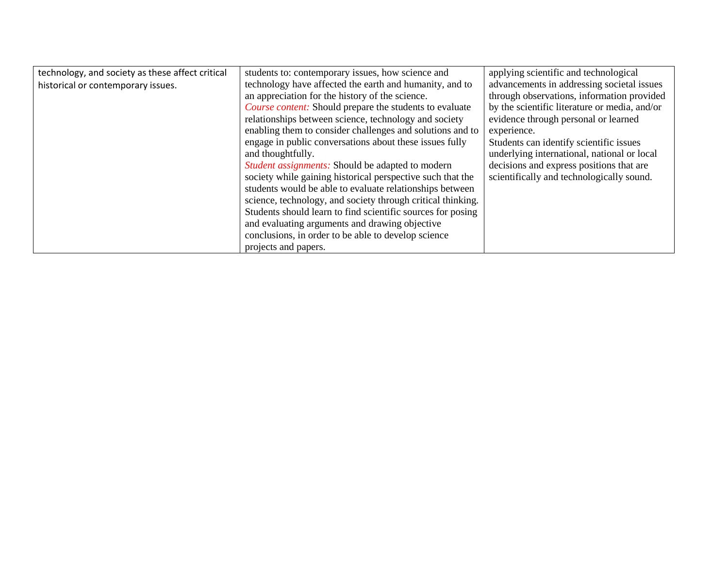| | | |
|---|---|---|
| technology, and society as these affect critical historical or contemporary issues. | students to: contemporary issues, how science and technology have affected the earth and humanity, and to an appreciation for the history of the science.<br>*Course content:* Should prepare the students to evaluate relationships between science, technology and society enabling them to consider challenges and solutions and to engage in public conversations about these issues fully and thoughtfully.<br>*Student assignments:* Should be adapted to modern society while gaining historical perspective such that the students would be able to evaluate relationships between science, technology, and society through critical thinking. Students should learn to find scientific sources for posing and evaluating arguments and drawing objective conclusions, in order to be able to develop science projects and papers. | applying scientific and technological advancements in addressing societal issues through observations, information provided by the scientific literature or media, and/or evidence through personal or learned experience.<br>Students can identify scientific issues underlying international, national or local decisions and express positions that are scientifically and technologically sound. |